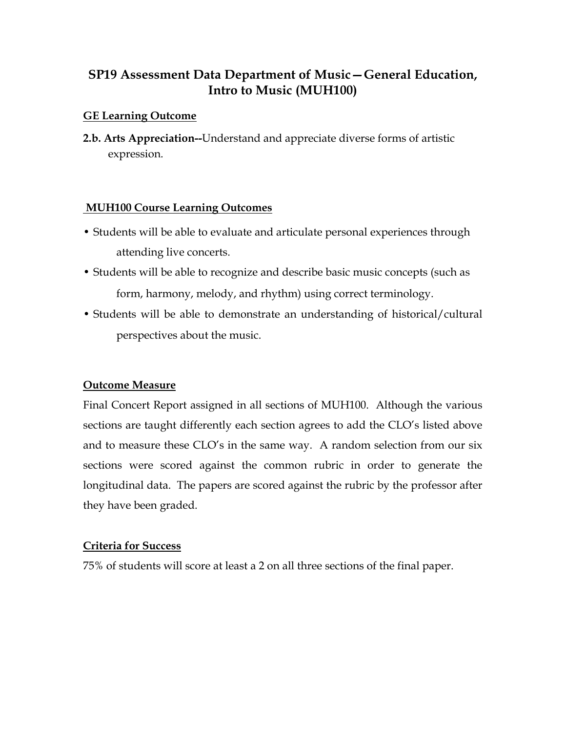# SP19 Assessment Data Department of Music—General Education, Intro to Music (MUH100)

## GE Learning Outcome

**2.b. Arts Appreciation--**Understand and appreciate diverse forms of artistic expression.

## MUH100 Course Learning Outcomes

- Students will be able to evaluate and articulate personal experiences through attending live concerts.
- Students will be able to recognize and describe basic music concepts (such as form, harmony, melody, and rhythm) using correct terminology.
- Students will be able to demonstrate an understanding of historical/cultural perspectives about the music.

## Outcome Measure

Final Concert Report assigned in all sections of MUH100. Although the various sections are taught differently each section agrees to add the CLO's listed above and to measure these CLO's in the same way. A random selection from our six sections were scored against the common rubric in order to generate the longitudinal data. The papers are scored against the rubric by the professor after they have been graded.

## Criteria for Success

75% of students will score at least a 2 on all three sections of the final paper.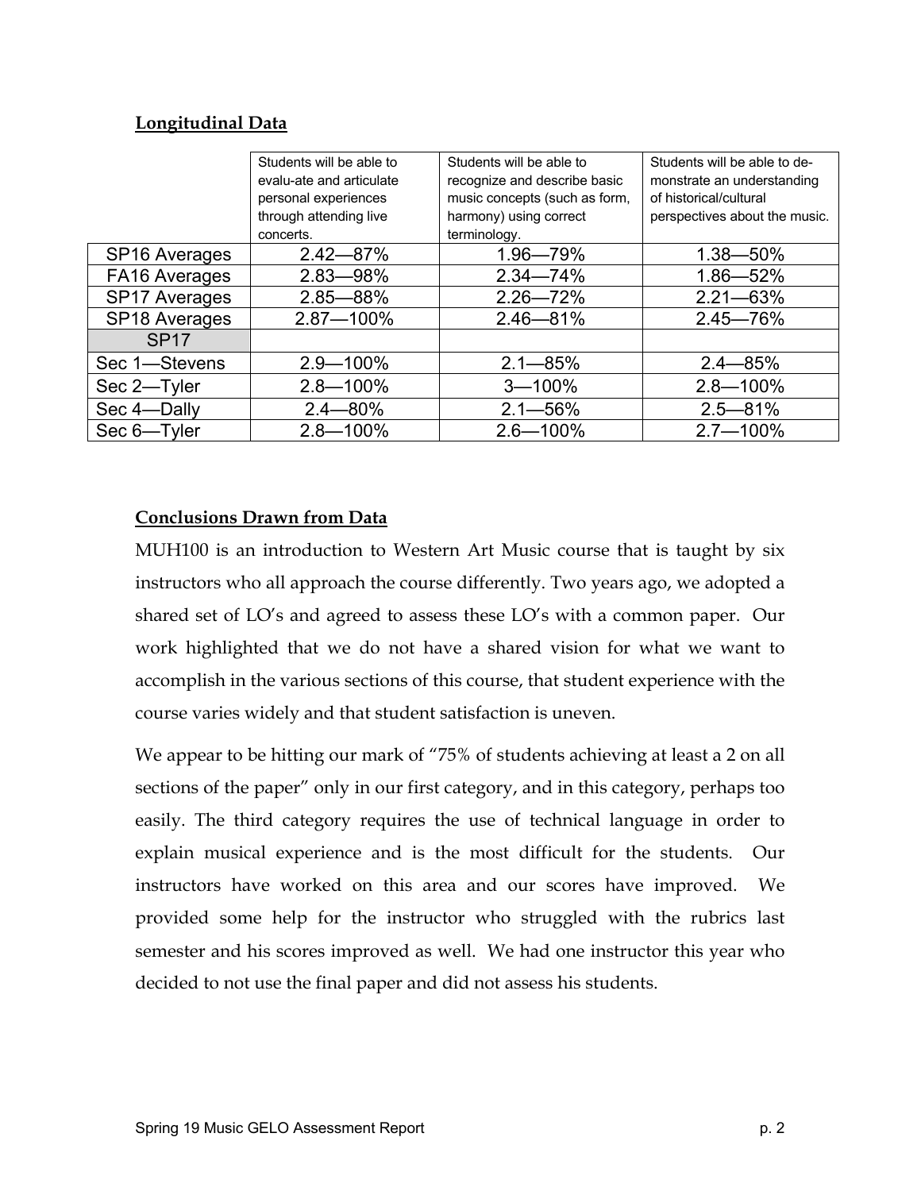## Longitudinal Data

| | Students will be able to evalu-ate and articulate personal experiences through attending live concerts. | Students will be able to recognize and describe basic music concepts (such as form, harmony) using correct terminology. | Students will be able to de-monstrate an understanding of historical/cultural perspectives about the music. |
|---|---|---|---|
| SP16 Averages | 2.42—87% | 1.96—79% | 1.38—50% |
| FA16 Averages | 2.83—98% | 2.34—74% | 1.86—52% |
| SP17 Averages | 2.85—88% | 2.26—72% | 2.21—63% |
| SP18 Averages | 2.87—100% | 2.46—81% | 2.45—76% |
| SP17 | | | |
| Sec 1—Stevens | 2.9—100% | 2.1—85% | 2.4—85% |
| Sec 2—Tyler | 2.8—100% | 3—100% | 2.8—100% |
| Sec 4—Dally | 2.4—80% | 2.1—56% | 2.5—81% |
| Sec 6—Tyler | 2.8—100% | 2.6—100% | 2.7—100% |

## Conclusions Drawn from Data

MUH100 is an introduction to Western Art Music course that is taught by six instructors who all approach the course differently. Two years ago, we adopted a shared set of LO's and agreed to assess these LO's with a common paper. Our work highlighted that we do not have a shared vision for what we want to accomplish in the various sections of this course, that student experience with the course varies widely and that student satisfaction is uneven.

We appear to be hitting our mark of "75% of students achieving at least a 2 on all sections of the paper" only in our first category, and in this category, perhaps too easily. The third category requires the use of technical language in order to explain musical experience and is the most difficult for the students. Our instructors have worked on this area and our scores have improved. We provided some help for the instructor who struggled with the rubrics last semester and his scores improved as well. We had one instructor this year who decided to not use the final paper and did not assess his students.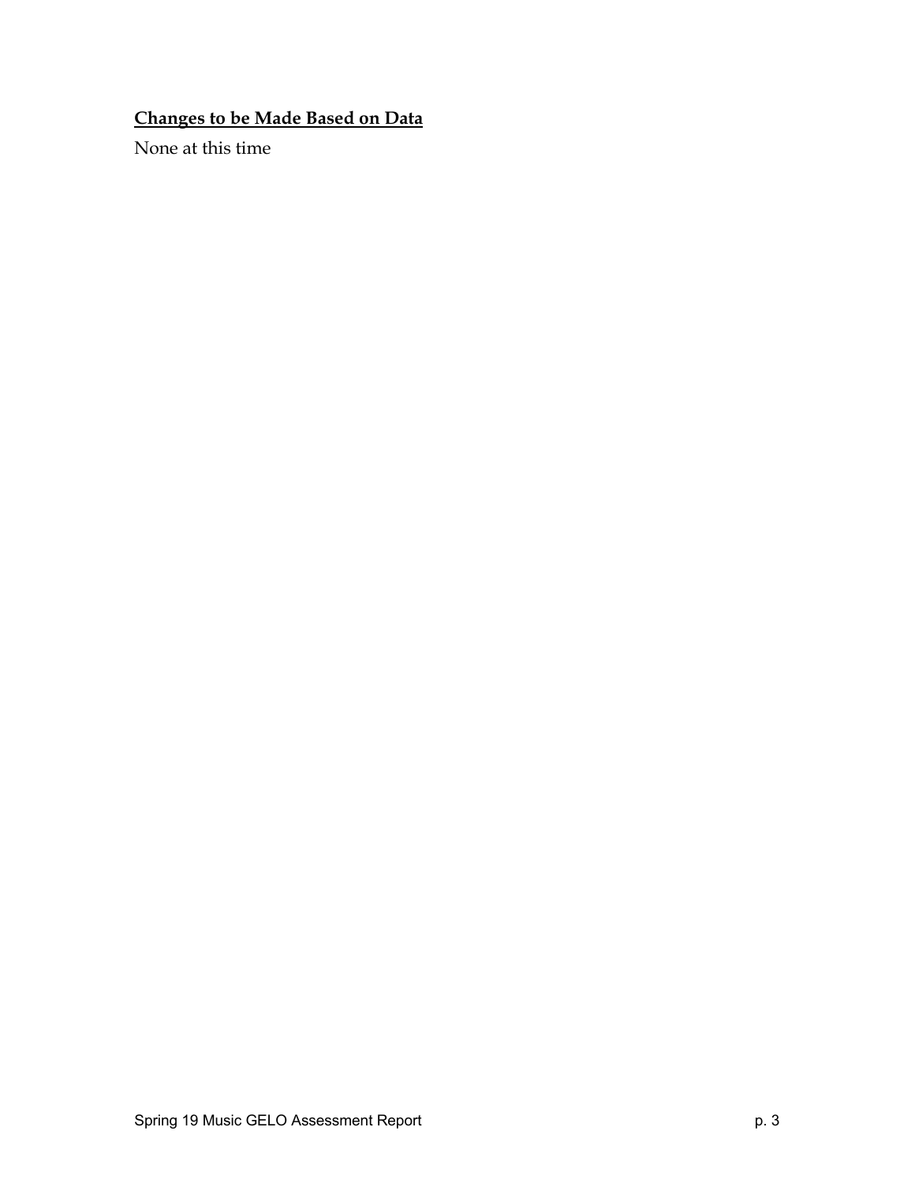**Changes to be Made Based on Data**

None at this time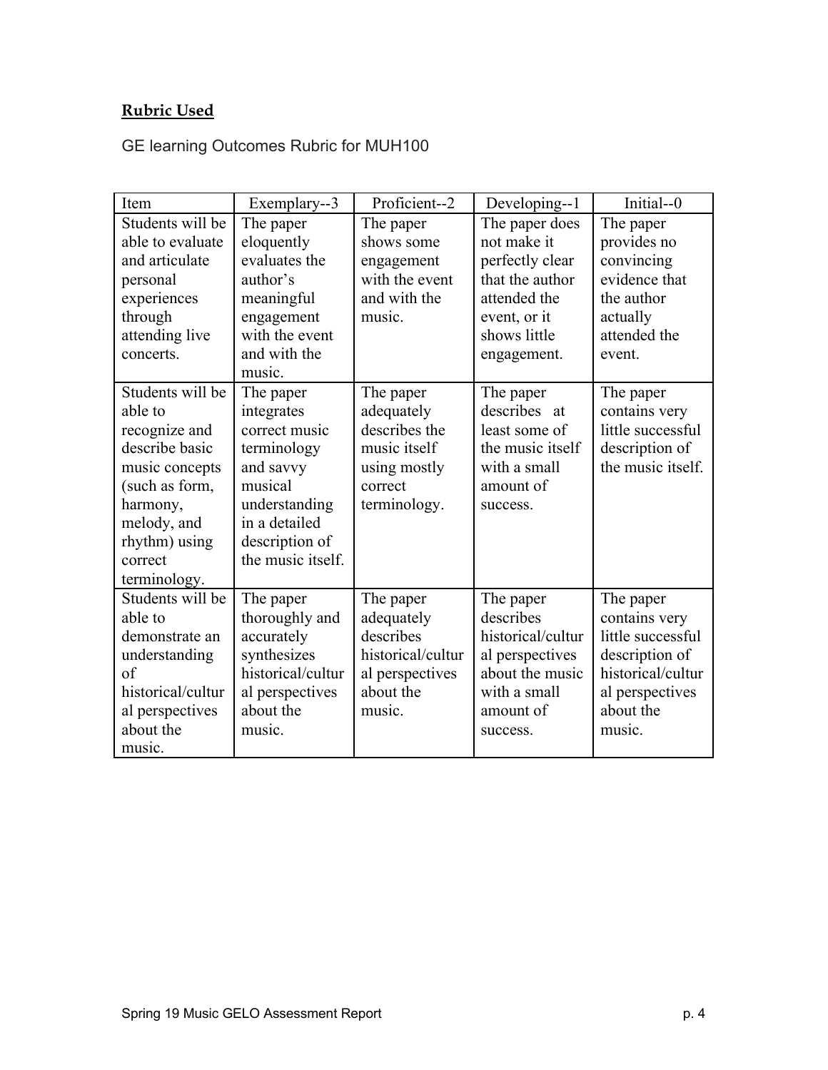**Rubric Used**

GE learning Outcomes Rubric for MUH100

| Item | Exemplary--3 | Proficient--2 | Developing--1 | Initial--0 |
|---|---|---|---|---|
| Students will be able to evaluate and articulate personal experiences through attending live concerts. | The paper eloquently evaluates the author's meaningful engagement with the event and with the music. | The paper shows some engagement with the event and with the music. | The paper does not make it perfectly clear that the author attended the event, or it shows little engagement. | The paper provides no convincing evidence that the author actually attended the event. |
| Students will be able to recognize and describe basic music concepts (such as form, harmony, melody, and rhythm) using correct terminology. | The paper integrates correct music terminology and savvy musical understanding in a detailed description of the music itself. | The paper adequately describes the music itself using mostly correct terminology. | The paper describes at least some of the music itself with a small amount of success. | The paper contains very little successful description of the music itself. |
| Students will be able to demonstrate an understanding of historical/cultural perspectives about the music. | The paper thoroughly and accurately synthesizes historical/cultural perspectives about the music. | The paper adequately describes historical/cultural perspectives about the music. | The paper describes historical/cultural perspectives about the music with a small amount of success. | The paper contains very little successful description of historical/cultural perspectives about the music. |